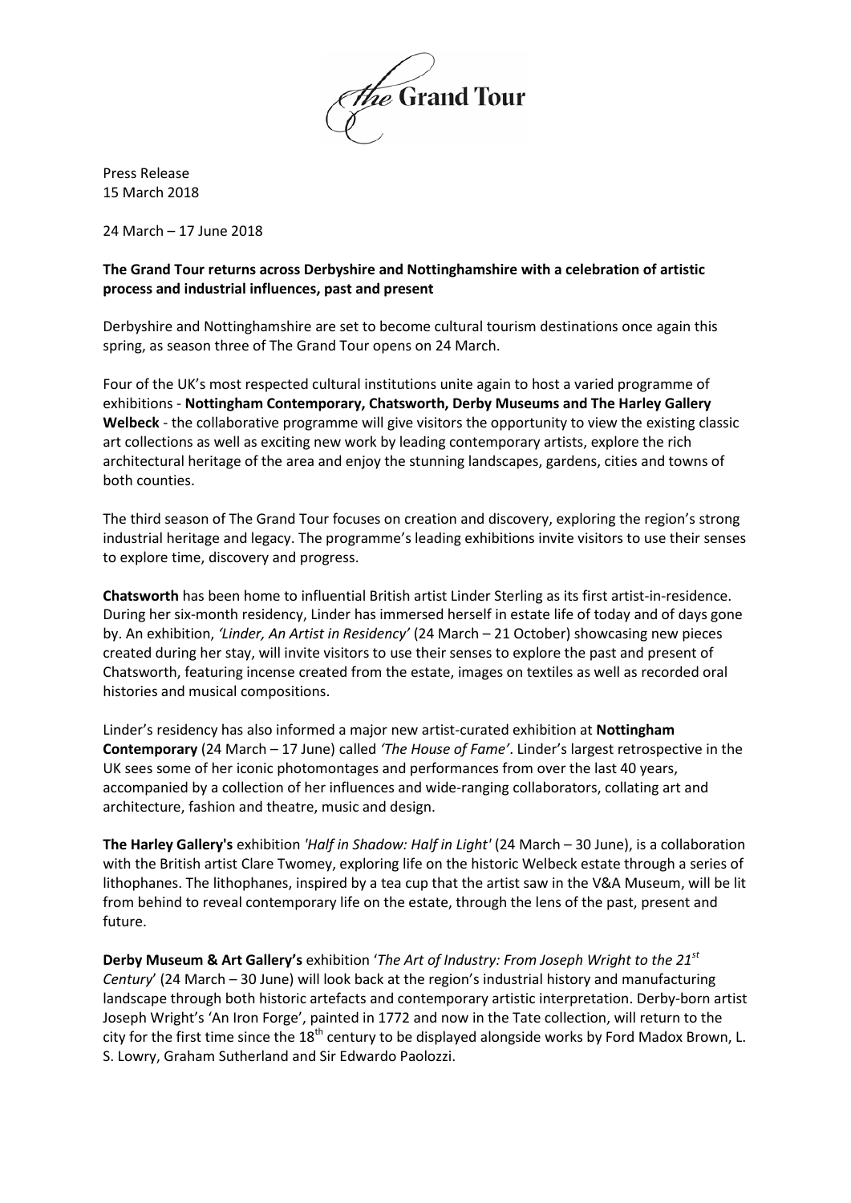The Grand Tour

Press Release
15 March 2018

24 March – 17 June 2018

**The Grand Tour returns across Derbyshire and Nottinghamshire with a celebration of artistic process and industrial influences, past and present**

Derbyshire and Nottinghamshire are set to become cultural tourism destinations once again this spring, as season three of The Grand Tour opens on 24 March.

Four of the UK's most respected cultural institutions unite again to host a varied programme of exhibitions - **Nottingham Contemporary, Chatsworth, Derby Museums and The Harley Gallery Welbeck** - the collaborative programme will give visitors the opportunity to view the existing classic art collections as well as exciting new work by leading contemporary artists, explore the rich architectural heritage of the area and enjoy the stunning landscapes, gardens, cities and towns of both counties.

The third season of The Grand Tour focuses on creation and discovery, exploring the region's strong industrial heritage and legacy. The programme's leading exhibitions invite visitors to use their senses to explore time, discovery and progress.

**Chatsworth** has been home to influential British artist Linder Sterling as its first artist-in-residence. During her six-month residency, Linder has immersed herself in estate life of today and of days gone by. An exhibition, *'Linder, An Artist in Residency'* (24 March – 21 October) showcasing new pieces created during her stay, will invite visitors to use their senses to explore the past and present of Chatsworth, featuring incense created from the estate, images on textiles as well as recorded oral histories and musical compositions.

Linder's residency has also informed a major new artist-curated exhibition at **Nottingham Contemporary** (24 March – 17 June) called *'The House of Fame'*. Linder's largest retrospective in the UK sees some of her iconic photomontages and performances from over the last 40 years, accompanied by a collection of her influences and wide-ranging collaborators, collating art and architecture, fashion and theatre, music and design.

**The Harley Gallery's** exhibition *'Half in Shadow: Half in Light'* (24 March – 30 June), is a collaboration with the British artist Clare Twomey, exploring life on the historic Welbeck estate through a series of lithophanes. The lithophanes, inspired by a tea cup that the artist saw in the V&A Museum, will be lit from behind to reveal contemporary life on the estate, through the lens of the past, present and future.

**Derby Museum & Art Gallery's** exhibition '*The Art of Industry: From Joseph Wright to the 21st Century*' (24 March – 30 June) will look back at the region's industrial history and manufacturing landscape through both historic artefacts and contemporary artistic interpretation. Derby-born artist Joseph Wright's 'An Iron Forge', painted in 1772 and now in the Tate collection, will return to the city for the first time since the 18th century to be displayed alongside works by Ford Madox Brown, L. S. Lowry, Graham Sutherland and Sir Edwardo Paolozzi.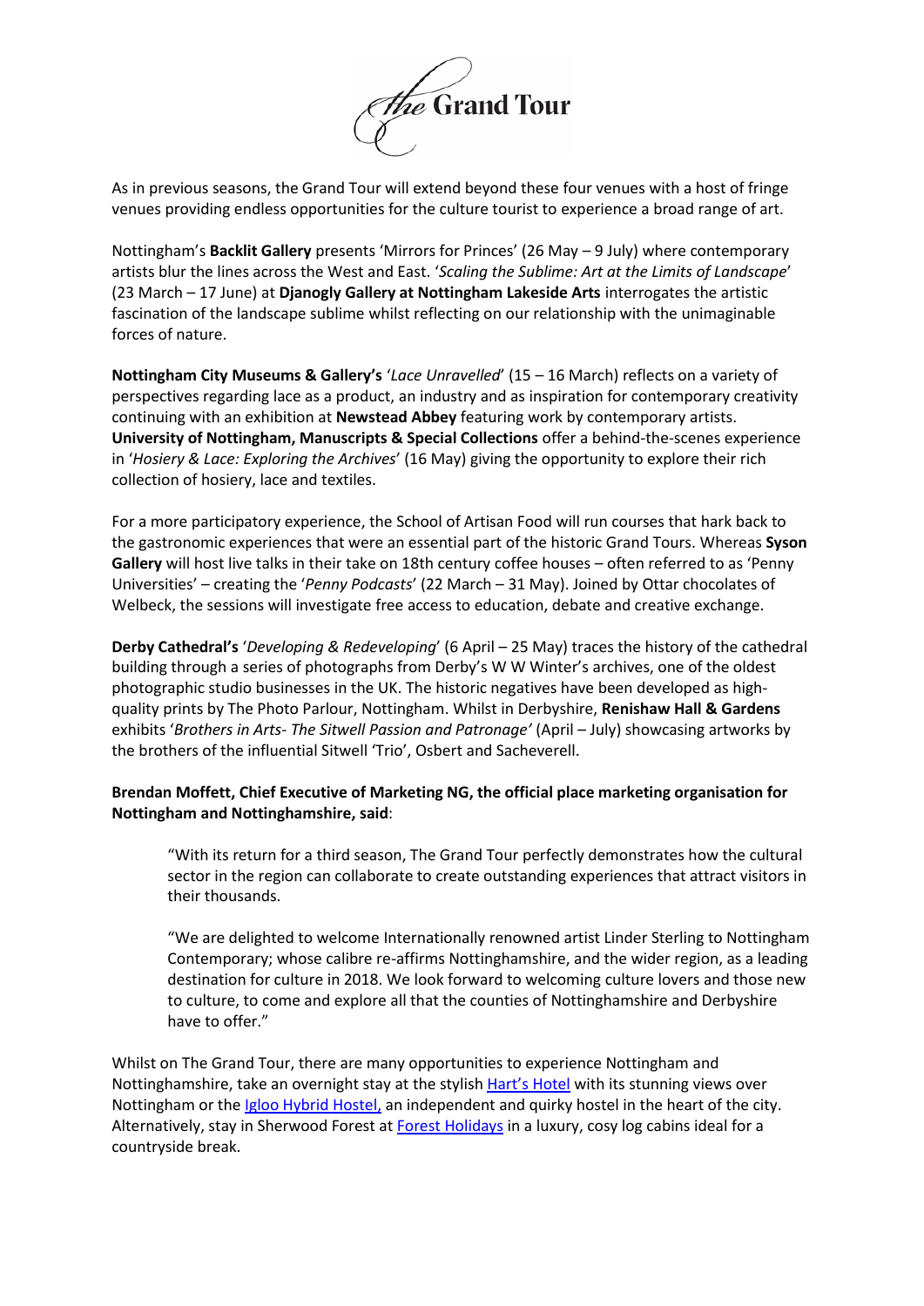As in previous seasons, the Grand Tour will extend beyond these four venues with a host of fringe venues providing endless opportunities for the culture tourist to experience a broad range of art.

Nottingham's **Backlit Gallery** presents 'Mirrors for Princes' (26 May – 9 July) where contemporary artists blur the lines across the West and East. '*Scaling the Sublime: Art at the Limits of Landscape*' (23 March – 17 June) at **Djanogly Gallery at Nottingham Lakeside Arts** interrogates the artistic fascination of the landscape sublime whilst reflecting on our relationship with the unimaginable forces of nature.

**Nottingham City Museums & Gallery's** '*Lace Unravelled*' (15 – 16 March) reflects on a variety of perspectives regarding lace as a product, an industry and as inspiration for contemporary creativity continuing with an exhibition at **Newstead Abbey** featuring work by contemporary artists. **University of Nottingham, Manuscripts & Special Collections** offer a behind-the-scenes experience in '*Hosiery & Lace: Exploring the Archives*' (16 May) giving the opportunity to explore their rich collection of hosiery, lace and textiles.

For a more participatory experience, the School of Artisan Food will run courses that hark back to the gastronomic experiences that were an essential part of the historic Grand Tours. Whereas **Syson Gallery** will host live talks in their take on 18th century coffee houses – often referred to as 'Penny Universities' – creating the '*Penny Podcasts*' (22 March – 31 May). Joined by Ottar chocolates of Welbeck, the sessions will investigate free access to education, debate and creative exchange.

**Derby Cathedral's** '*Developing & Redeveloping*' (6 April – 25 May) traces the history of the cathedral building through a series of photographs from Derby's W W Winter's archives, one of the oldest photographic studio businesses in the UK. The historic negatives have been developed as high-quality prints by The Photo Parlour, Nottingham. Whilst in Derbyshire, **Renishaw Hall & Gardens** exhibits '*Brothers in Arts- The Sitwell Passion and Patronage'* (April – July) showcasing artworks by the brothers of the influential Sitwell 'Trio', Osbert and Sacheverell.

**Brendan Moffett, Chief Executive of Marketing NG, the official place marketing organisation for Nottingham and Nottinghamshire, said**:

> "With its return for a third season, The Grand Tour perfectly demonstrates how the cultural sector in the region can collaborate to create outstanding experiences that attract visitors in their thousands.
>
> "We are delighted to welcome Internationally renowned artist Linder Sterling to Nottingham Contemporary; whose calibre re-affirms Nottinghamshire, and the wider region, as a leading destination for culture in 2018. We look forward to welcoming culture lovers and those new to culture, to come and explore all that the counties of Nottinghamshire and Derbyshire have to offer."

Whilst on The Grand Tour, there are many opportunities to experience Nottingham and Nottinghamshire, take an overnight stay at the stylish Hart's Hotel with its stunning views over Nottingham or the Igloo Hybrid Hostel, an independent and quirky hostel in the heart of the city. Alternatively, stay in Sherwood Forest at Forest Holidays in a luxury, cosy log cabins ideal for a countryside break.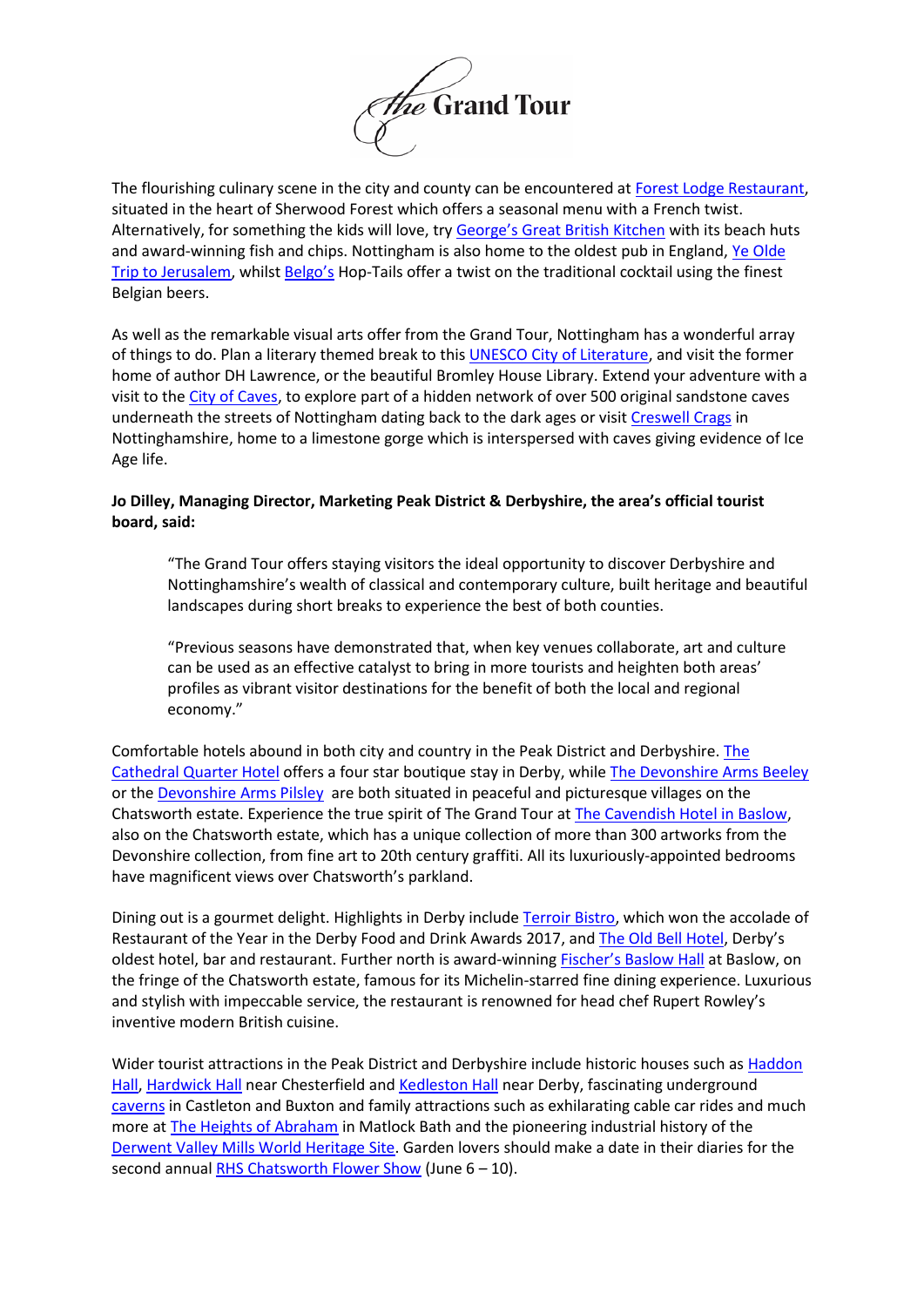The flourishing culinary scene in the city and county can be encountered at Forest Lodge Restaurant, situated in the heart of Sherwood Forest which offers a seasonal menu with a French twist. Alternatively, for something the kids will love, try George's Great British Kitchen with its beach huts and award-winning fish and chips. Nottingham is also home to the oldest pub in England, Ye Olde Trip to Jerusalem, whilst Belgo's Hop-Tails offer a twist on the traditional cocktail using the finest Belgian beers.

As well as the remarkable visual arts offer from the Grand Tour, Nottingham has a wonderful array of things to do. Plan a literary themed break to this UNESCO City of Literature, and visit the former home of author DH Lawrence, or the beautiful Bromley House Library. Extend your adventure with a visit to the City of Caves, to explore part of a hidden network of over 500 original sandstone caves underneath the streets of Nottingham dating back to the dark ages or visit Creswell Crags in Nottinghamshire, home to a limestone gorge which is interspersed with caves giving evidence of Ice Age life.

**Jo Dilley, Managing Director, Marketing Peak District & Derbyshire, the area's official tourist board, said:**

> "The Grand Tour offers staying visitors the ideal opportunity to discover Derbyshire and Nottinghamshire's wealth of classical and contemporary culture, built heritage and beautiful landscapes during short breaks to experience the best of both counties.
>
> "Previous seasons have demonstrated that, when key venues collaborate, art and culture can be used as an effective catalyst to bring in more tourists and heighten both areas' profiles as vibrant visitor destinations for the benefit of both the local and regional economy."

Comfortable hotels abound in both city and country in the Peak District and Derbyshire. The Cathedral Quarter Hotel offers a four star boutique stay in Derby, while The Devonshire Arms Beeley or the Devonshire Arms Pilsley are both situated in peaceful and picturesque villages on the Chatsworth estate. Experience the true spirit of The Grand Tour at The Cavendish Hotel in Baslow, also on the Chatsworth estate, which has a unique collection of more than 300 artworks from the Devonshire collection, from fine art to 20th century graffiti. All its luxuriously-appointed bedrooms have magnificent views over Chatsworth's parkland.

Dining out is a gourmet delight. Highlights in Derby include Terroir Bistro, which won the accolade of Restaurant of the Year in the Derby Food and Drink Awards 2017, and The Old Bell Hotel, Derby's oldest hotel, bar and restaurant. Further north is award-winning Fischer's Baslow Hall at Baslow, on the fringe of the Chatsworth estate, famous for its Michelin-starred fine dining experience. Luxurious and stylish with impeccable service, the restaurant is renowned for head chef Rupert Rowley's inventive modern British cuisine.

Wider tourist attractions in the Peak District and Derbyshire include historic houses such as Haddon Hall, Hardwick Hall near Chesterfield and Kedleston Hall near Derby, fascinating underground caverns in Castleton and Buxton and family attractions such as exhilarating cable car rides and much more at The Heights of Abraham in Matlock Bath and the pioneering industrial history of the Derwent Valley Mills World Heritage Site. Garden lovers should make a date in their diaries for the second annual RHS Chatsworth Flower Show (June 6 – 10).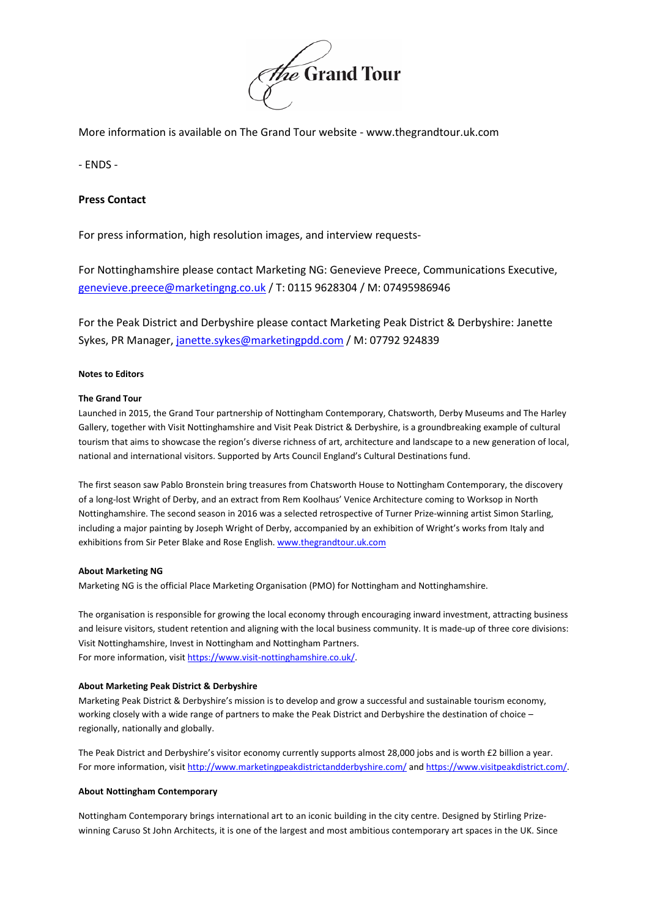More information is available on The Grand Tour website - www.thegrandtour.uk.com

- ENDS -

**Press Contact**

For press information, high resolution images, and interview requests-

For Nottinghamshire please contact Marketing NG: Genevieve Preece, Communications Executive, genevieve.preece@marketingng.co.uk / T: 0115 9628304 / M: 07495986946

For the Peak District and Derbyshire please contact Marketing Peak District & Derbyshire: Janette Sykes, PR Manager, janette.sykes@marketingpdd.com / M: 07792 924839

**Notes to Editors**

**The Grand Tour**

Launched in 2015, the Grand Tour partnership of Nottingham Contemporary, Chatsworth, Derby Museums and The Harley Gallery, together with Visit Nottinghamshire and Visit Peak District & Derbyshire, is a groundbreaking example of cultural tourism that aims to showcase the region's diverse richness of art, architecture and landscape to a new generation of local, national and international visitors. Supported by Arts Council England's Cultural Destinations fund.

The first season saw Pablo Bronstein bring treasures from Chatsworth House to Nottingham Contemporary, the discovery of a long-lost Wright of Derby, and an extract from Rem Koolhaus' Venice Architecture coming to Worksop in North Nottinghamshire. The second season in 2016 was a selected retrospective of Turner Prize-winning artist Simon Starling, including a major painting by Joseph Wright of Derby, accompanied by an exhibition of Wright's works from Italy and exhibitions from Sir Peter Blake and Rose English. www.thegrandtour.uk.com

**About Marketing NG**

Marketing NG is the official Place Marketing Organisation (PMO) for Nottingham and Nottinghamshire.

The organisation is responsible for growing the local economy through encouraging inward investment, attracting business and leisure visitors, student retention and aligning with the local business community. It is made-up of three core divisions: Visit Nottinghamshire, Invest in Nottingham and Nottingham Partners.
For more information, visit https://www.visit-nottinghamshire.co.uk/.

**About Marketing Peak District & Derbyshire**

Marketing Peak District & Derbyshire's mission is to develop and grow a successful and sustainable tourism economy, working closely with a wide range of partners to make the Peak District and Derbyshire the destination of choice – regionally, nationally and globally.

The Peak District and Derbyshire's visitor economy currently supports almost 28,000 jobs and is worth £2 billion a year.
For more information, visit http://www.marketingpeakdistrictandderbyshire.com/ and https://www.visitpeakdistrict.com/.

**About Nottingham Contemporary**

Nottingham Contemporary brings international art to an iconic building in the city centre. Designed by Stirling Prize-winning Caruso St John Architects, it is one of the largest and most ambitious contemporary art spaces in the UK. Since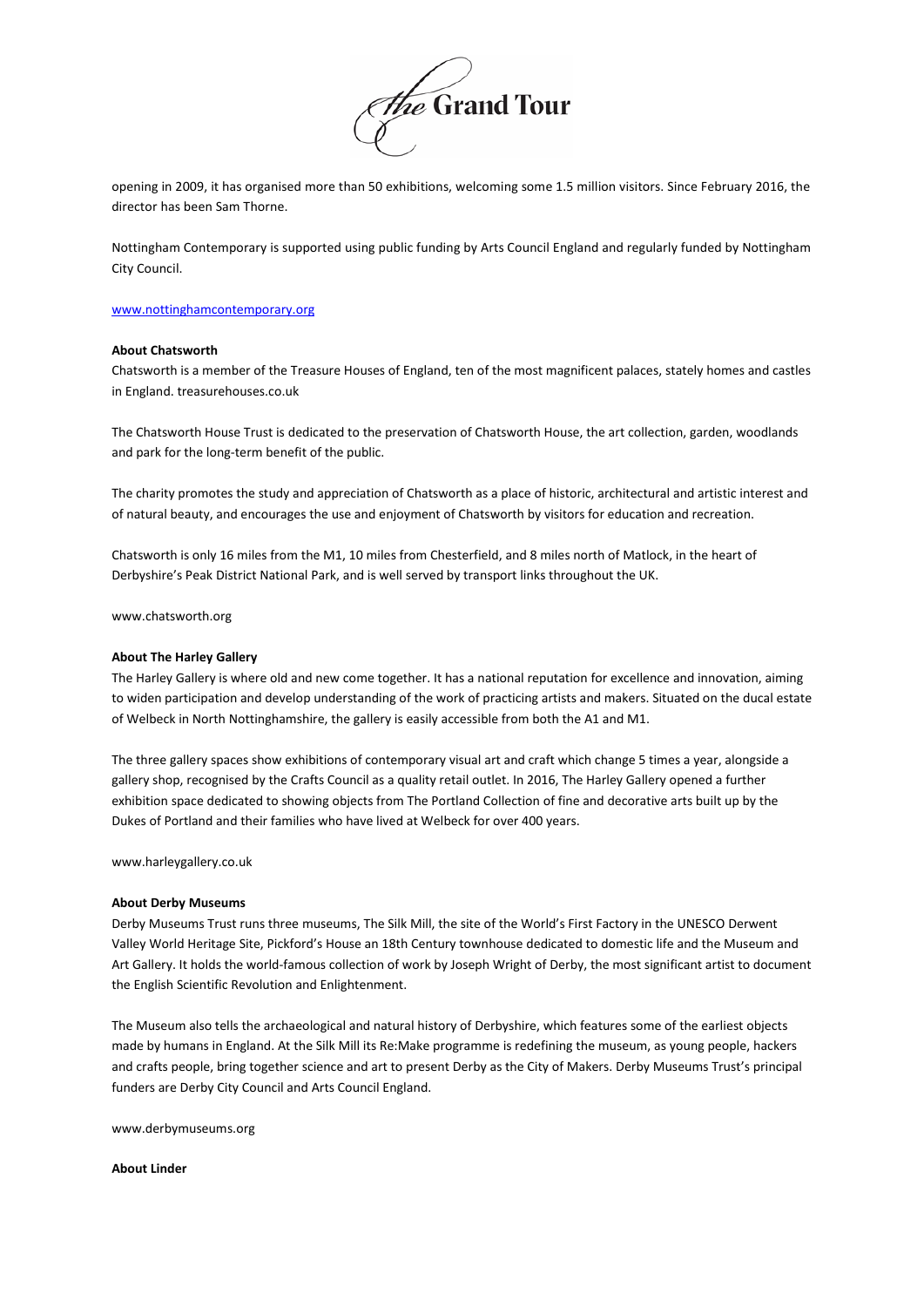opening in 2009, it has organised more than 50 exhibitions, welcoming some 1.5 million visitors. Since February 2016, the director has been Sam Thorne.

Nottingham Contemporary is supported using public funding by Arts Council England and regularly funded by Nottingham City Council.

[www.nottinghamcontemporary.org](www.nottinghamcontemporary.org)

**About Chatsworth**

Chatsworth is a member of the Treasure Houses of England, ten of the most magnificent palaces, stately homes and castles in England. treasurehouses.co.uk

The Chatsworth House Trust is dedicated to the preservation of Chatsworth House, the art collection, garden, woodlands and park for the long-term benefit of the public.

The charity promotes the study and appreciation of Chatsworth as a place of historic, architectural and artistic interest and of natural beauty, and encourages the use and enjoyment of Chatsworth by visitors for education and recreation.

Chatsworth is only 16 miles from the M1, 10 miles from Chesterfield, and 8 miles north of Matlock, in the heart of Derbyshire's Peak District National Park, and is well served by transport links throughout the UK.

www.chatsworth.org

**About The Harley Gallery**

The Harley Gallery is where old and new come together. It has a national reputation for excellence and innovation, aiming to widen participation and develop understanding of the work of practicing artists and makers. Situated on the ducal estate of Welbeck in North Nottinghamshire, the gallery is easily accessible from both the A1 and M1.

The three gallery spaces show exhibitions of contemporary visual art and craft which change 5 times a year, alongside a gallery shop, recognised by the Crafts Council as a quality retail outlet. In 2016, The Harley Gallery opened a further exhibition space dedicated to showing objects from The Portland Collection of fine and decorative arts built up by the Dukes of Portland and their families who have lived at Welbeck for over 400 years.

www.harleygallery.co.uk

**About Derby Museums**

Derby Museums Trust runs three museums, The Silk Mill, the site of the World's First Factory in the UNESCO Derwent Valley World Heritage Site, Pickford's House an 18th Century townhouse dedicated to domestic life and the Museum and Art Gallery. It holds the world-famous collection of work by Joseph Wright of Derby, the most significant artist to document the English Scientific Revolution and Enlightenment.

The Museum also tells the archaeological and natural history of Derbyshire, which features some of the earliest objects made by humans in England. At the Silk Mill its Re:Make programme is redefining the museum, as young people, hackers and crafts people, bring together science and art to present Derby as the City of Makers. Derby Museums Trust's principal funders are Derby City Council and Arts Council England.

www.derbymuseums.org

**About Linder**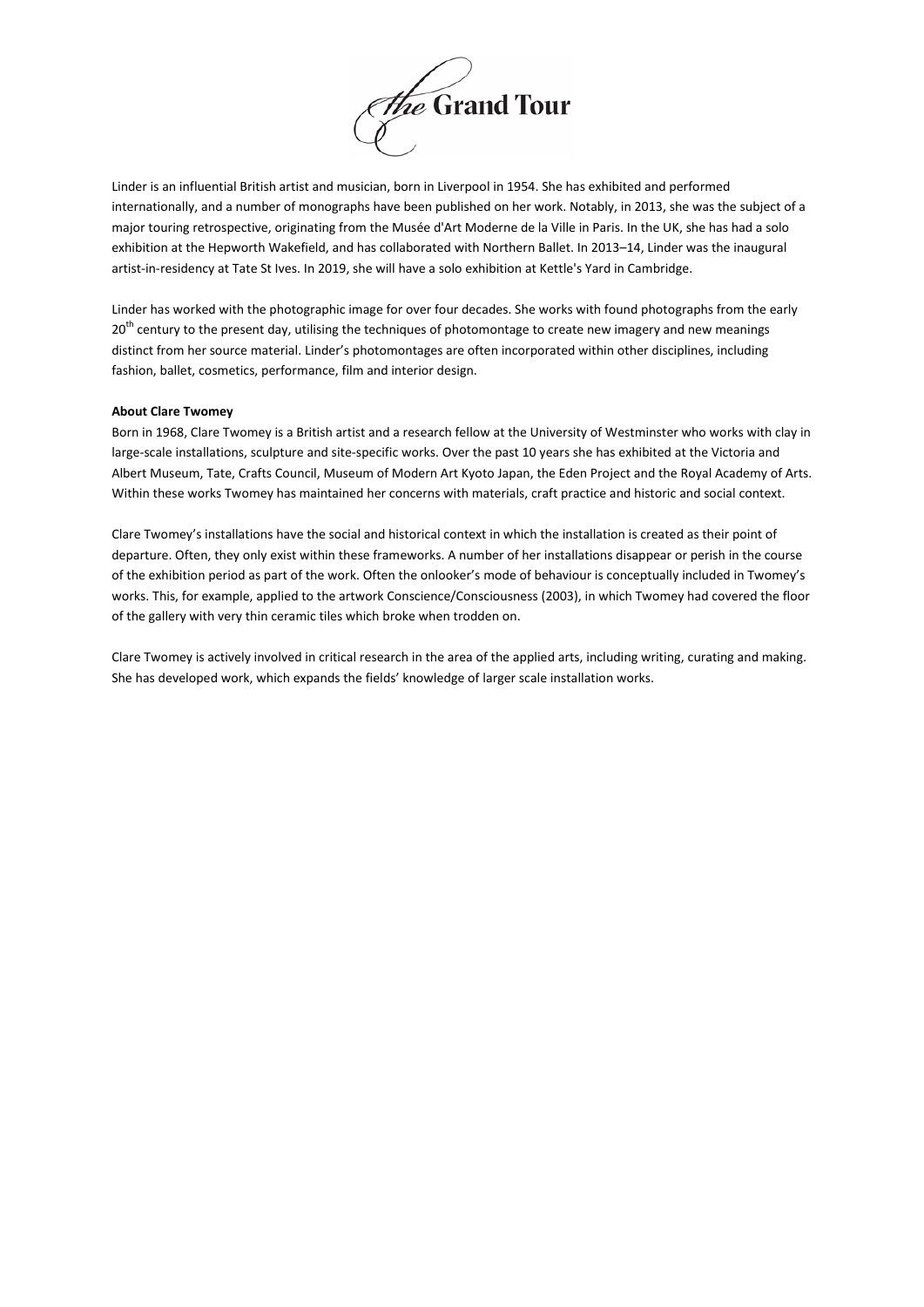Linder is an influential British artist and musician, born in Liverpool in 1954. She has exhibited and performed internationally, and a number of monographs have been published on her work. Notably, in 2013, she was the subject of a major touring retrospective, originating from the Musée d'Art Moderne de la Ville in Paris. In the UK, she has had a solo exhibition at the Hepworth Wakefield, and has collaborated with Northern Ballet. In 2013–14, Linder was the inaugural artist-in-residency at Tate St Ives. In 2019, she will have a solo exhibition at Kettle's Yard in Cambridge.

Linder has worked with the photographic image for over four decades. She works with found photographs from the early 20th century to the present day, utilising the techniques of photomontage to create new imagery and new meanings distinct from her source material. Linder's photomontages are often incorporated within other disciplines, including fashion, ballet, cosmetics, performance, film and interior design.

**About Clare Twomey**

Born in 1968, Clare Twomey is a British artist and a research fellow at the University of Westminster who works with clay in large-scale installations, sculpture and site-specific works. Over the past 10 years she has exhibited at the Victoria and Albert Museum, Tate, Crafts Council, Museum of Modern Art Kyoto Japan, the Eden Project and the Royal Academy of Arts. Within these works Twomey has maintained her concerns with materials, craft practice and historic and social context.

Clare Twomey's installations have the social and historical context in which the installation is created as their point of departure. Often, they only exist within these frameworks. A number of her installations disappear or perish in the course of the exhibition period as part of the work. Often the onlooker's mode of behaviour is conceptually included in Twomey's works. This, for example, applied to the artwork Conscience/Consciousness (2003), in which Twomey had covered the floor of the gallery with very thin ceramic tiles which broke when trodden on.

Clare Twomey is actively involved in critical research in the area of the applied arts, including writing, curating and making. She has developed work, which expands the fields' knowledge of larger scale installation works.